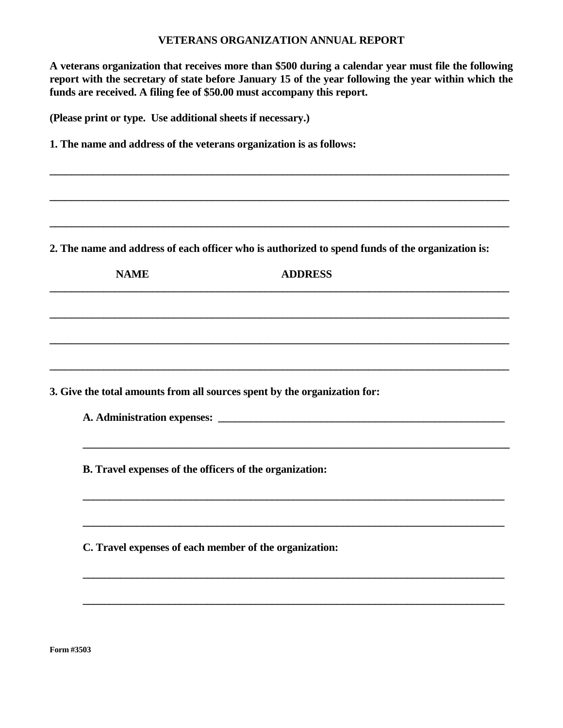# VETERANS ORGANIZATION ANNUAL REPORT

**A veterans organization that receives more than $500 during a calendar year must file the following report with the secretary of state before January 15 of the year following the year within which the funds are received. A filing fee of $50.00 must accompany this report.**

**(Please print or type. Use additional sheets if necessary.)**

**1. The name and address of the veterans organization is as follows:**

_______________________________________________________________________________

_______________________________________________________________________________

_______________________________________________________________________________

**2. The name and address of each officer who is authorized to spend funds of the organization is:**

**NAME** **ADDRESS**

_______________________________________________________________________________

_______________________________________________________________________________

_______________________________________________________________________________

_______________________________________________________________________________

**3. Give the total amounts from all sources spent by the organization for:**

**A. Administration expenses:** _______________________________________________

_______________________________________________________________________________

**B. Travel expenses of the officers of the organization:**

_______________________________________________________________________________

_______________________________________________________________________________

**C. Travel expenses of each member of the organization:**

_______________________________________________________________________________

_______________________________________________________________________________

**Form #3503**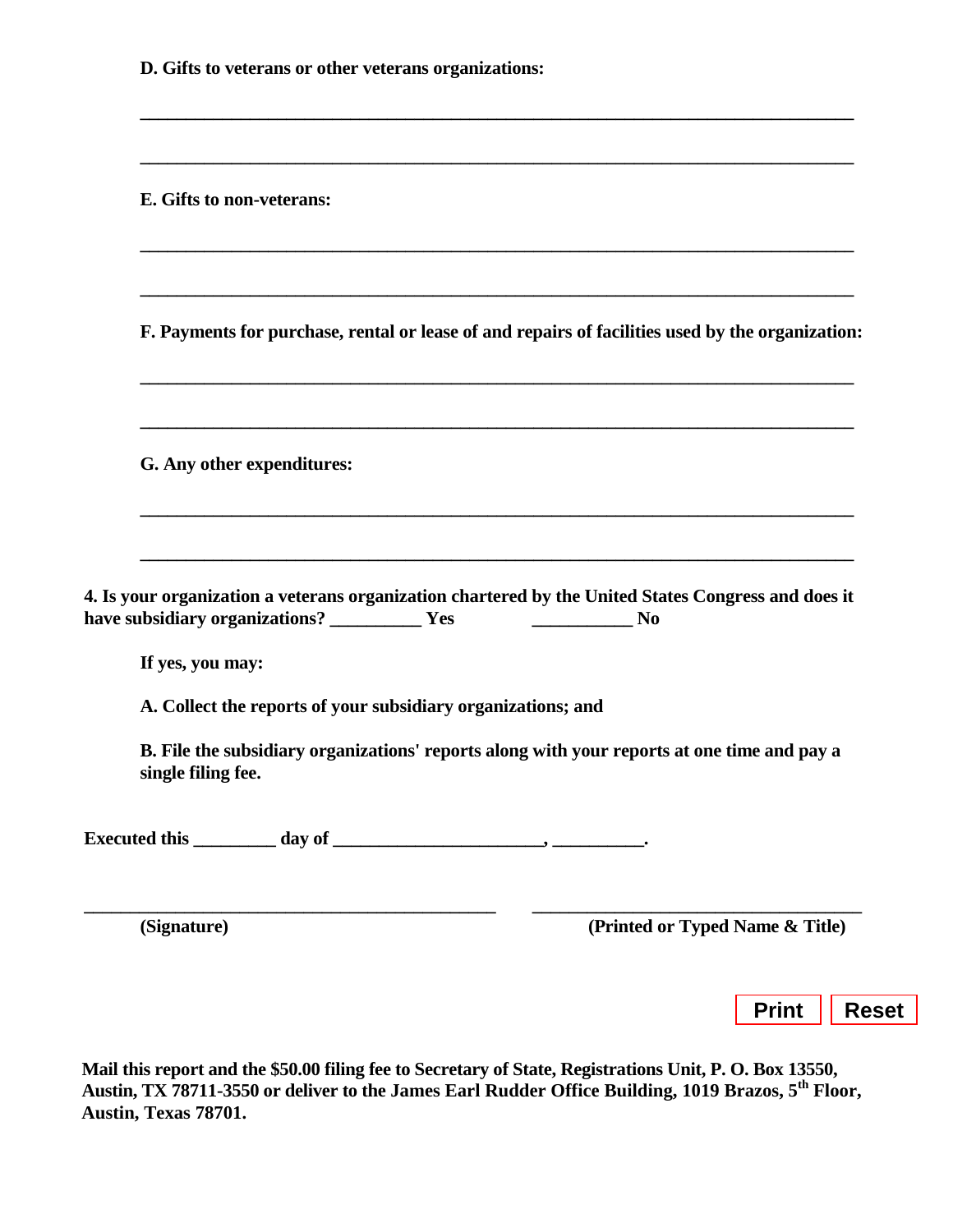**D. Gifts to veterans or other veterans organizations:**

\_\_\_\_\_\_\_\_\_\_\_\_\_\_\_\_\_\_\_\_\_\_\_\_\_\_\_\_\_\_\_\_\_\_\_\_\_\_\_\_\_\_\_\_\_\_\_\_\_\_\_\_\_\_\_\_\_\_\_\_\_\_\_\_\_\_\_\_\_\_\_\_

\_\_\_\_\_\_\_\_\_\_\_\_\_\_\_\_\_\_\_\_\_\_\_\_\_\_\_\_\_\_\_\_\_\_\_\_\_\_\_\_\_\_\_\_\_\_\_\_\_\_\_\_\_\_\_\_\_\_\_\_\_\_\_\_\_\_\_\_\_\_\_\_

**E. Gifts to non-veterans:**

\_\_\_\_\_\_\_\_\_\_\_\_\_\_\_\_\_\_\_\_\_\_\_\_\_\_\_\_\_\_\_\_\_\_\_\_\_\_\_\_\_\_\_\_\_\_\_\_\_\_\_\_\_\_\_\_\_\_\_\_\_\_\_\_\_\_\_\_\_\_\_\_

\_\_\_\_\_\_\_\_\_\_\_\_\_\_\_\_\_\_\_\_\_\_\_\_\_\_\_\_\_\_\_\_\_\_\_\_\_\_\_\_\_\_\_\_\_\_\_\_\_\_\_\_\_\_\_\_\_\_\_\_\_\_\_\_\_\_\_\_\_\_\_\_

**F. Payments for purchase, rental or lease of and repairs of facilities used by the organization:**

\_\_\_\_\_\_\_\_\_\_\_\_\_\_\_\_\_\_\_\_\_\_\_\_\_\_\_\_\_\_\_\_\_\_\_\_\_\_\_\_\_\_\_\_\_\_\_\_\_\_\_\_\_\_\_\_\_\_\_\_\_\_\_\_\_\_\_\_\_\_\_\_

\_\_\_\_\_\_\_\_\_\_\_\_\_\_\_\_\_\_\_\_\_\_\_\_\_\_\_\_\_\_\_\_\_\_\_\_\_\_\_\_\_\_\_\_\_\_\_\_\_\_\_\_\_\_\_\_\_\_\_\_\_\_\_\_\_\_\_\_\_\_\_\_

**G. Any other expenditures:**

\_\_\_\_\_\_\_\_\_\_\_\_\_\_\_\_\_\_\_\_\_\_\_\_\_\_\_\_\_\_\_\_\_\_\_\_\_\_\_\_\_\_\_\_\_\_\_\_\_\_\_\_\_\_\_\_\_\_\_\_\_\_\_\_\_\_\_\_\_\_\_\_

\_\_\_\_\_\_\_\_\_\_\_\_\_\_\_\_\_\_\_\_\_\_\_\_\_\_\_\_\_\_\_\_\_\_\_\_\_\_\_\_\_\_\_\_\_\_\_\_\_\_\_\_\_\_\_\_\_\_\_\_\_\_\_\_\_\_\_\_\_\_\_\_

**4. Is your organization a veterans organization chartered by the United States Congress and does it have subsidiary organizations? \_\_\_\_\_\_\_\_\_\_ Yes \_\_\_\_\_\_\_\_\_\_\_ No**

**If yes, you may:**

**A. Collect the reports of your subsidiary organizations; and**

**B. File the subsidiary organizations' reports along with your reports at one time and pay a single filing fee.**

**Executed this \_\_\_\_\_\_\_\_\_ day of \_\_\_\_\_\_\_\_\_\_\_\_\_\_\_\_\_\_\_\_\_\_\_, \_\_\_\_\_\_\_\_\_\_.**

\_\_\_\_\_\_\_\_\_\_\_\_\_\_\_\_\_\_\_\_\_\_\_\_\_\_\_\_\_\_\_\_\_\_\_\_\_\_\_\_\_\_\_\_\_ \_\_\_\_\_\_\_\_\_\_\_\_\_\_\_\_\_\_\_\_\_\_\_\_\_\_\_\_\_\_\_\_\_\_\_\_\_\_

**(Signature)** **(Printed or Typed Name & Title)**

Print Reset

**Mail this report and the $50.00 filing fee to Secretary of State, Registrations Unit, P. O. Box 13550, Austin, TX 78711-3550 or deliver to the James Earl Rudder Office Building, 1019 Brazos, 5th Floor, Austin, Texas 78701.**